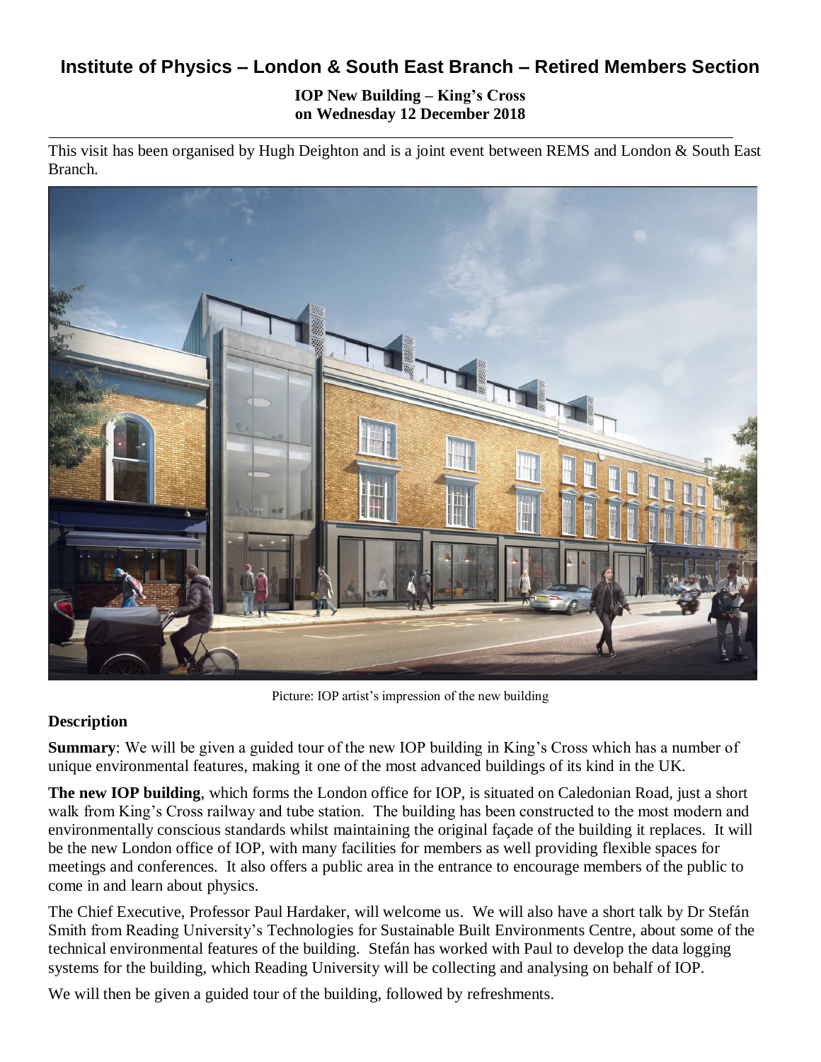# Institute of Physics – London & South East Branch – Retired Members Section

**IOP New Building – King's Cross**
**on Wednesday 12 December 2018**

This visit has been organised by Hugh Deighton and is a joint event between REMS and London & South East Branch.

Picture: IOP artist's impression of the new building

## Description

**Summary**: We will be given a guided tour of the new IOP building in King's Cross which has a number of unique environmental features, making it one of the most advanced buildings of its kind in the UK.

**The new IOP building**, which forms the London office for IOP, is situated on Caledonian Road, just a short walk from King's Cross railway and tube station. The building has been constructed to the most modern and environmentally conscious standards whilst maintaining the original façade of the building it replaces. It will be the new London office of IOP, with many facilities for members as well providing flexible spaces for meetings and conferences. It also offers a public area in the entrance to encourage members of the public to come in and learn about physics.

The Chief Executive, Professor Paul Hardaker, will welcome us. We will also have a short talk by Dr Stefán Smith from Reading University's Technologies for Sustainable Built Environments Centre, about some of the technical environmental features of the building. Stefán has worked with Paul to develop the data logging systems for the building, which Reading University will be collecting and analysing on behalf of IOP.

We will then be given a guided tour of the building, followed by refreshments.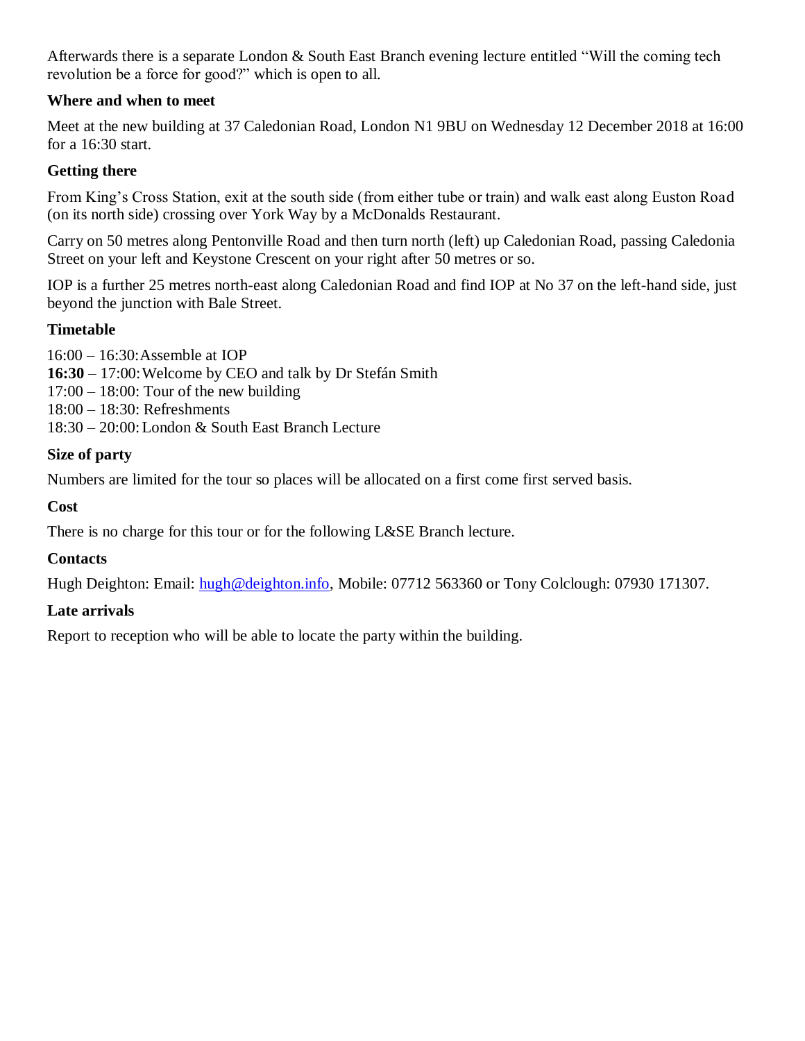Afterwards there is a separate London & South East Branch evening lecture entitled "Will the coming tech revolution be a force for good?" which is open to all.

**Where and when to meet**

Meet at the new building at 37 Caledonian Road, London N1 9BU on Wednesday 12 December 2018 at 16:00 for a 16:30 start.

**Getting there**

From King's Cross Station, exit at the south side (from either tube or train) and walk east along Euston Road (on its north side) crossing over York Way by a McDonalds Restaurant.

Carry on 50 metres along Pentonville Road and then turn north (left) up Caledonian Road, passing Caledonia Street on your left and Keystone Crescent on your right after 50 metres or so.

IOP is a further 25 metres north-east along Caledonian Road and find IOP at No 37 on the left-hand side, just beyond the junction with Bale Street.

**Timetable**

16:00 – 16:30: Assemble at IOP
**16:30** – 17:00: Welcome by CEO and talk by Dr Stefán Smith
17:00 – 18:00: Tour of the new building
18:00 – 18:30: Refreshments
18:30 – 20:00: London & South East Branch Lecture

**Size of party**

Numbers are limited for the tour so places will be allocated on a first come first served basis.

**Cost**

There is no charge for this tour or for the following L&SE Branch lecture.

**Contacts**

Hugh Deighton: Email: hugh@deighton.info, Mobile: 07712 563360 or Tony Colclough: 07930 171307.

**Late arrivals**

Report to reception who will be able to locate the party within the building.